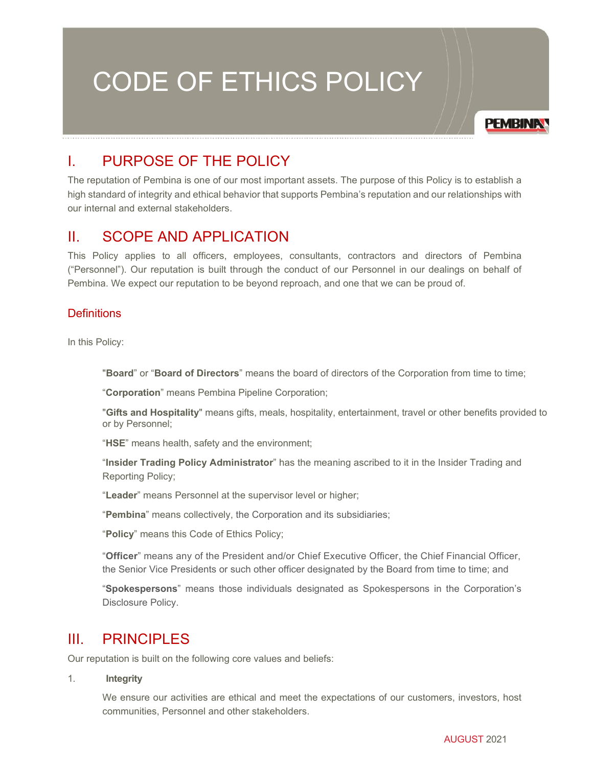# CODE OF ETHICS POLICY

## I. PURPOSE OF THE POLICY

The reputation of Pembina is one of our most important assets. The purpose of this Policy is to establish a high standard of integrity and ethical behavior that supports Pembina's reputation and our relationships with our internal and external stakeholders.

## II. SCOPE AND APPLICATION

This Policy applies to all officers, employees, consultants, contractors and directors of Pembina ("Personnel"). Our reputation is built through the conduct of our Personnel in our dealings on behalf of Pembina. We expect our reputation to be beyond reproach, and one that we can be proud of.

### Definitions

In this Policy:

"**Board**" or "**Board of Directors**" means the board of directors of the Corporation from time to time;

"**Corporation**" means Pembina Pipeline Corporation;

"**Gifts and Hospitality**" means gifts, meals, hospitality, entertainment, travel or other benefits provided to or by Personnel;

"**HSE**" means health, safety and the environment;

"**Insider Trading Policy Administrator**" has the meaning ascribed to it in the Insider Trading and Reporting Policy;

"**Leader**" means Personnel at the supervisor level or higher;

"**Pembina**" means collectively, the Corporation and its subsidiaries;

"**Policy**" means this Code of Ethics Policy;

"**Officer**" means any of the President and/or Chief Executive Officer, the Chief Financial Officer, the Senior Vice Presidents or such other officer designated by the Board from time to time; and

"**Spokespersons**" means those individuals designated as Spokespersons in the Corporation's Disclosure Policy.

## III. PRINCIPLES

Our reputation is built on the following core values and beliefs:

1. **Integrity**

   We ensure our activities are ethical and meet the expectations of our customers, investors, host communities, Personnel and other stakeholders.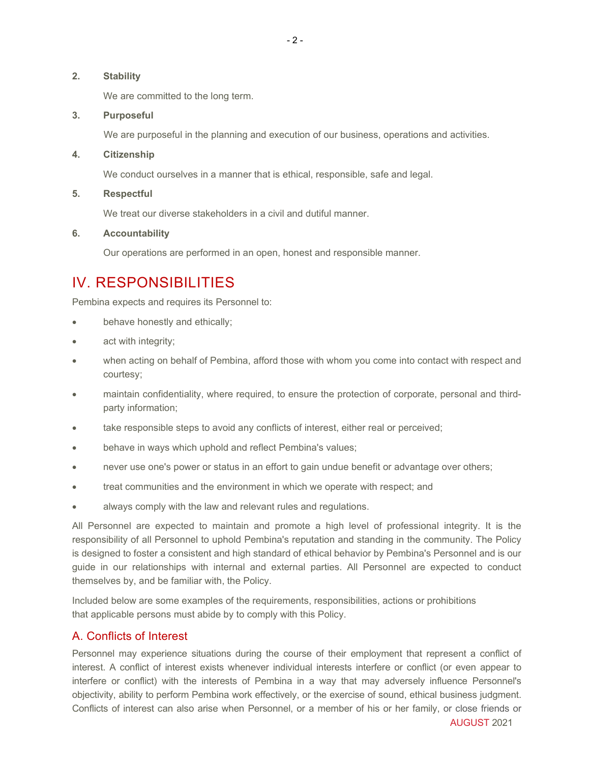**2. Stability**

We are committed to the long term.

**3. Purposeful**

We are purposeful in the planning and execution of our business, operations and activities.

**4. Citizenship**

We conduct ourselves in a manner that is ethical, responsible, safe and legal.

**5. Respectful**

We treat our diverse stakeholders in a civil and dutiful manner.

**6. Accountability**

Our operations are performed in an open, honest and responsible manner.

# IV. RESPONSIBILITIES

Pembina expects and requires its Personnel to:

- behave honestly and ethically;
- act with integrity;
- when acting on behalf of Pembina, afford those with whom you come into contact with respect and courtesy;
- maintain confidentiality, where required, to ensure the protection of corporate, personal and third-party information;
- take responsible steps to avoid any conflicts of interest, either real or perceived;
- behave in ways which uphold and reflect Pembina's values;
- never use one's power or status in an effort to gain undue benefit or advantage over others;
- treat communities and the environment in which we operate with respect; and
- always comply with the law and relevant rules and regulations.

All Personnel are expected to maintain and promote a high level of professional integrity. It is the responsibility of all Personnel to uphold Pembina's reputation and standing in the community. The Policy is designed to foster a consistent and high standard of ethical behavior by Pembina's Personnel and is our guide in our relationships with internal and external parties. All Personnel are expected to conduct themselves by, and be familiar with, the Policy.

Included below are some examples of the requirements, responsibilities, actions or prohibitions that applicable persons must abide by to comply with this Policy.

## A. Conflicts of Interest

Personnel may experience situations during the course of their employment that represent a conflict of interest. A conflict of interest exists whenever individual interests interfere or conflict (or even appear to interfere or conflict) with the interests of Pembina in a way that may adversely influence Personnel's objectivity, ability to perform Pembina work effectively, or the exercise of sound, ethical business judgment. Conflicts of interest can also arise when Personnel, or a member of his or her family, or close friends or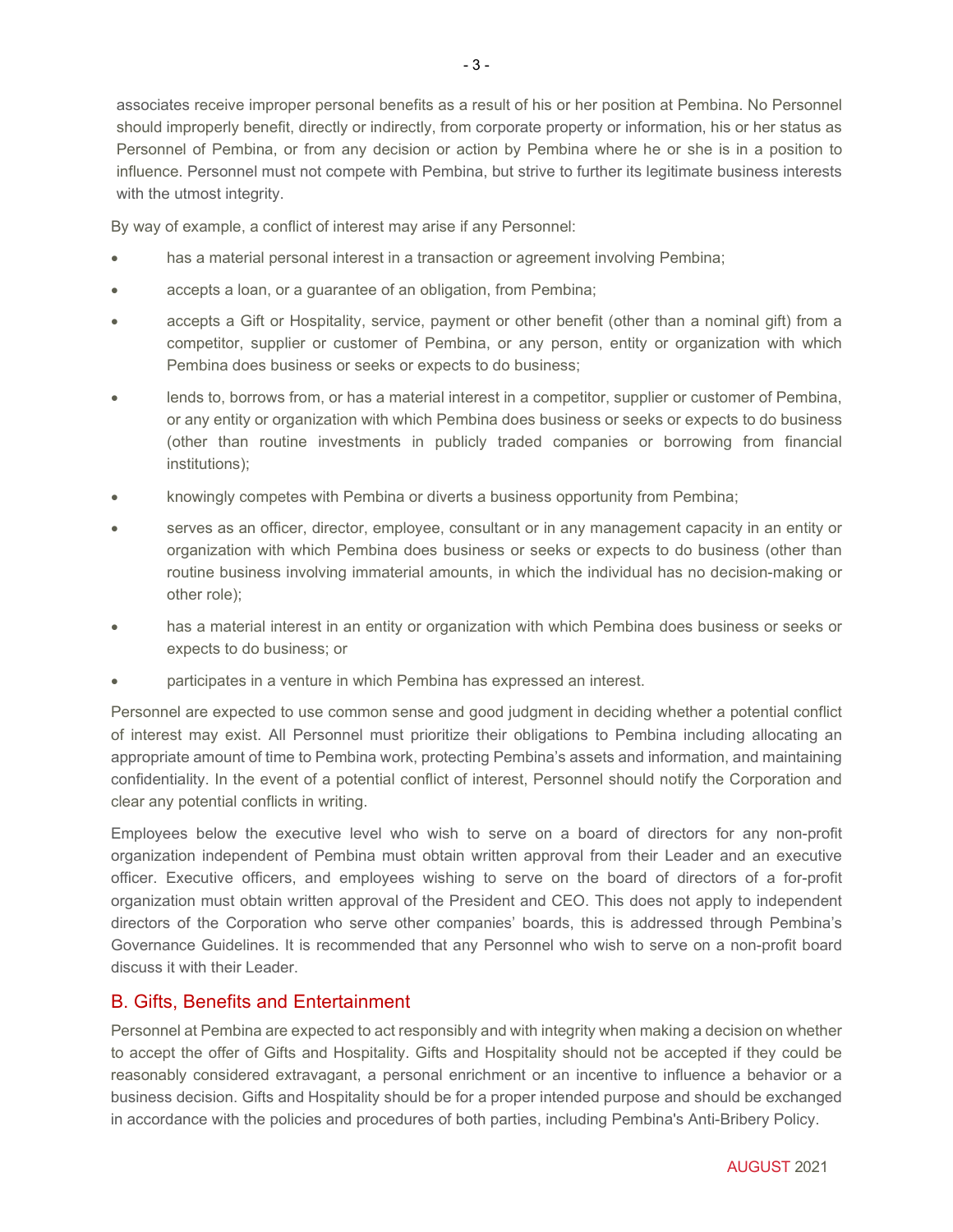associates receive improper personal benefits as a result of his or her position at Pembina. No Personnel should improperly benefit, directly or indirectly, from corporate property or information, his or her status as Personnel of Pembina, or from any decision or action by Pembina where he or she is in a position to influence. Personnel must not compete with Pembina, but strive to further its legitimate business interests with the utmost integrity.

By way of example, a conflict of interest may arise if any Personnel:

- has a material personal interest in a transaction or agreement involving Pembina;
- accepts a loan, or a guarantee of an obligation, from Pembina;
- accepts a Gift or Hospitality, service, payment or other benefit (other than a nominal gift) from a competitor, supplier or customer of Pembina, or any person, entity or organization with which Pembina does business or seeks or expects to do business;
- lends to, borrows from, or has a material interest in a competitor, supplier or customer of Pembina, or any entity or organization with which Pembina does business or seeks or expects to do business (other than routine investments in publicly traded companies or borrowing from financial institutions);
- knowingly competes with Pembina or diverts a business opportunity from Pembina;
- serves as an officer, director, employee, consultant or in any management capacity in an entity or organization with which Pembina does business or seeks or expects to do business (other than routine business involving immaterial amounts, in which the individual has no decision-making or other role);
- has a material interest in an entity or organization with which Pembina does business or seeks or expects to do business; or
- participates in a venture in which Pembina has expressed an interest.

Personnel are expected to use common sense and good judgment in deciding whether a potential conflict of interest may exist. All Personnel must prioritize their obligations to Pembina including allocating an appropriate amount of time to Pembina work, protecting Pembina's assets and information, and maintaining confidentiality. In the event of a potential conflict of interest, Personnel should notify the Corporation and clear any potential conflicts in writing.

Employees below the executive level who wish to serve on a board of directors for any non-profit organization independent of Pembina must obtain written approval from their Leader and an executive officer. Executive officers, and employees wishing to serve on the board of directors of a for-profit organization must obtain written approval of the President and CEO. This does not apply to independent directors of the Corporation who serve other companies' boards, this is addressed through Pembina's Governance Guidelines. It is recommended that any Personnel who wish to serve on a non-profit board discuss it with their Leader.

## B. Gifts, Benefits and Entertainment

Personnel at Pembina are expected to act responsibly and with integrity when making a decision on whether to accept the offer of Gifts and Hospitality. Gifts and Hospitality should not be accepted if they could be reasonably considered extravagant, a personal enrichment or an incentive to influence a behavior or a business decision. Gifts and Hospitality should be for a proper intended purpose and should be exchanged in accordance with the policies and procedures of both parties, including Pembina's Anti-Bribery Policy.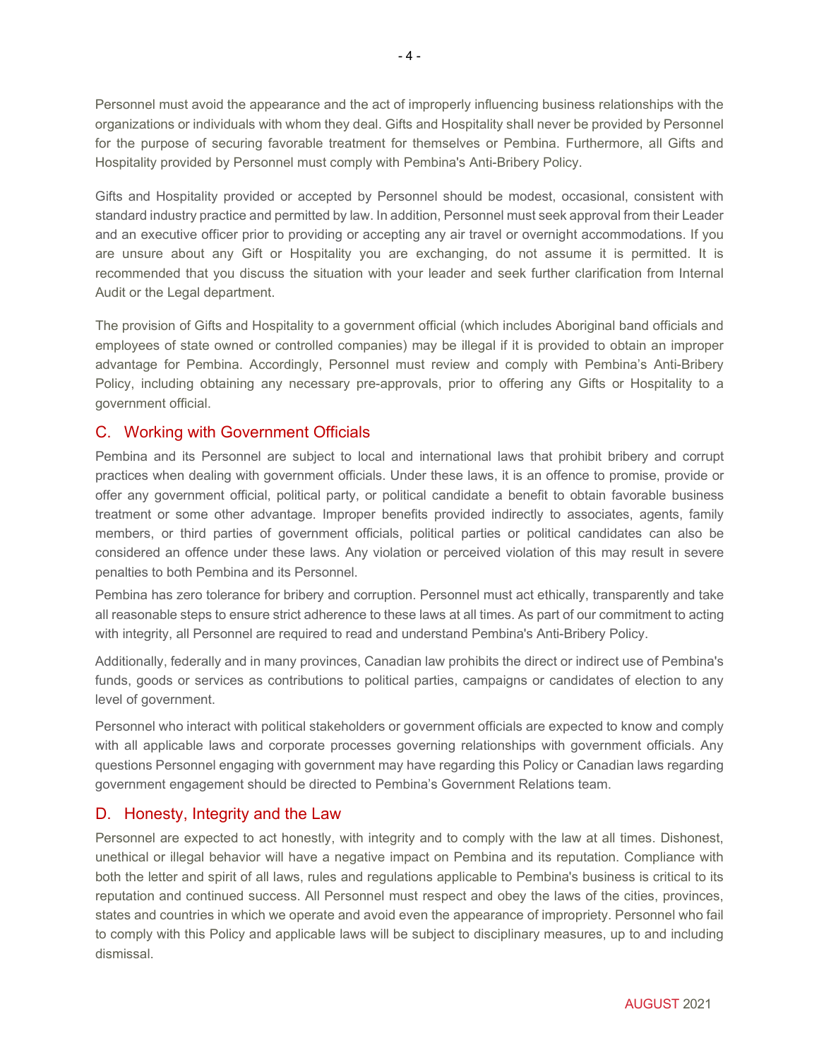Personnel must avoid the appearance and the act of improperly influencing business relationships with the organizations or individuals with whom they deal. Gifts and Hospitality shall never be provided by Personnel for the purpose of securing favorable treatment for themselves or Pembina. Furthermore, all Gifts and Hospitality provided by Personnel must comply with Pembina's Anti-Bribery Policy.

Gifts and Hospitality provided or accepted by Personnel should be modest, occasional, consistent with standard industry practice and permitted by law. In addition, Personnel must seek approval from their Leader and an executive officer prior to providing or accepting any air travel or overnight accommodations. If you are unsure about any Gift or Hospitality you are exchanging, do not assume it is permitted. It is recommended that you discuss the situation with your leader and seek further clarification from Internal Audit or the Legal department.

The provision of Gifts and Hospitality to a government official (which includes Aboriginal band officials and employees of state owned or controlled companies) may be illegal if it is provided to obtain an improper advantage for Pembina. Accordingly, Personnel must review and comply with Pembina's Anti-Bribery Policy, including obtaining any necessary pre-approvals, prior to offering any Gifts or Hospitality to a government official.

## C. Working with Government Officials

Pembina and its Personnel are subject to local and international laws that prohibit bribery and corrupt practices when dealing with government officials. Under these laws, it is an offence to promise, provide or offer any government official, political party, or political candidate a benefit to obtain favorable business treatment or some other advantage. Improper benefits provided indirectly to associates, agents, family members, or third parties of government officials, political parties or political candidates can also be considered an offence under these laws. Any violation or perceived violation of this may result in severe penalties to both Pembina and its Personnel.

Pembina has zero tolerance for bribery and corruption. Personnel must act ethically, transparently and take all reasonable steps to ensure strict adherence to these laws at all times. As part of our commitment to acting with integrity, all Personnel are required to read and understand Pembina's Anti-Bribery Policy.

Additionally, federally and in many provinces, Canadian law prohibits the direct or indirect use of Pembina's funds, goods or services as contributions to political parties, campaigns or candidates of election to any level of government.

Personnel who interact with political stakeholders or government officials are expected to know and comply with all applicable laws and corporate processes governing relationships with government officials. Any questions Personnel engaging with government may have regarding this Policy or Canadian laws regarding government engagement should be directed to Pembina's Government Relations team.

## D. Honesty, Integrity and the Law

Personnel are expected to act honestly, with integrity and to comply with the law at all times. Dishonest, unethical or illegal behavior will have a negative impact on Pembina and its reputation. Compliance with both the letter and spirit of all laws, rules and regulations applicable to Pembina's business is critical to its reputation and continued success. All Personnel must respect and obey the laws of the cities, provinces, states and countries in which we operate and avoid even the appearance of impropriety. Personnel who fail to comply with this Policy and applicable laws will be subject to disciplinary measures, up to and including dismissal.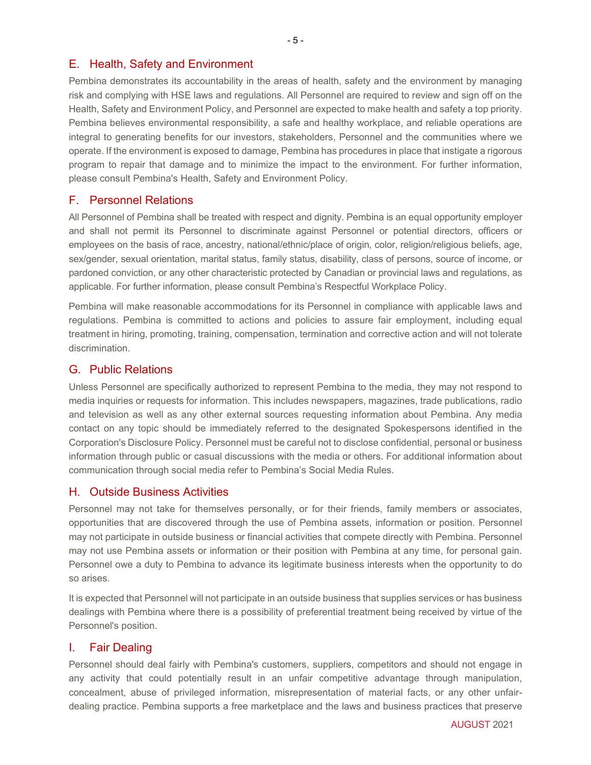## E. Health, Safety and Environment

Pembina demonstrates its accountability in the areas of health, safety and the environment by managing risk and complying with HSE laws and regulations. All Personnel are required to review and sign off on the Health, Safety and Environment Policy, and Personnel are expected to make health and safety a top priority. Pembina believes environmental responsibility, a safe and healthy workplace, and reliable operations are integral to generating benefits for our investors, stakeholders, Personnel and the communities where we operate. If the environment is exposed to damage, Pembina has procedures in place that instigate a rigorous program to repair that damage and to minimize the impact to the environment. For further information, please consult Pembina's Health, Safety and Environment Policy.

## F. Personnel Relations

All Personnel of Pembina shall be treated with respect and dignity. Pembina is an equal opportunity employer and shall not permit its Personnel to discriminate against Personnel or potential directors, officers or employees on the basis of race, ancestry, national/ethnic/place of origin, color, religion/religious beliefs, age, sex/gender, sexual orientation, marital status, family status, disability, class of persons, source of income, or pardoned conviction, or any other characteristic protected by Canadian or provincial laws and regulations, as applicable. For further information, please consult Pembina's Respectful Workplace Policy.

Pembina will make reasonable accommodations for its Personnel in compliance with applicable laws and regulations. Pembina is committed to actions and policies to assure fair employment, including equal treatment in hiring, promoting, training, compensation, termination and corrective action and will not tolerate discrimination.

## G. Public Relations

Unless Personnel are specifically authorized to represent Pembina to the media, they may not respond to media inquiries or requests for information. This includes newspapers, magazines, trade publications, radio and television as well as any other external sources requesting information about Pembina. Any media contact on any topic should be immediately referred to the designated Spokespersons identified in the Corporation's Disclosure Policy. Personnel must be careful not to disclose confidential, personal or business information through public or casual discussions with the media or others. For additional information about communication through social media refer to Pembina's Social Media Rules.

## H. Outside Business Activities

Personnel may not take for themselves personally, or for their friends, family members or associates, opportunities that are discovered through the use of Pembina assets, information or position. Personnel may not participate in outside business or financial activities that compete directly with Pembina. Personnel may not use Pembina assets or information or their position with Pembina at any time, for personal gain. Personnel owe a duty to Pembina to advance its legitimate business interests when the opportunity to do so arises.

It is expected that Personnel will not participate in an outside business that supplies services or has business dealings with Pembina where there is a possibility of preferential treatment being received by virtue of the Personnel's position.

## I. Fair Dealing

Personnel should deal fairly with Pembina's customers, suppliers, competitors and should not engage in any activity that could potentially result in an unfair competitive advantage through manipulation, concealment, abuse of privileged information, misrepresentation of material facts, or any other unfair-dealing practice. Pembina supports a free marketplace and the laws and business practices that preserve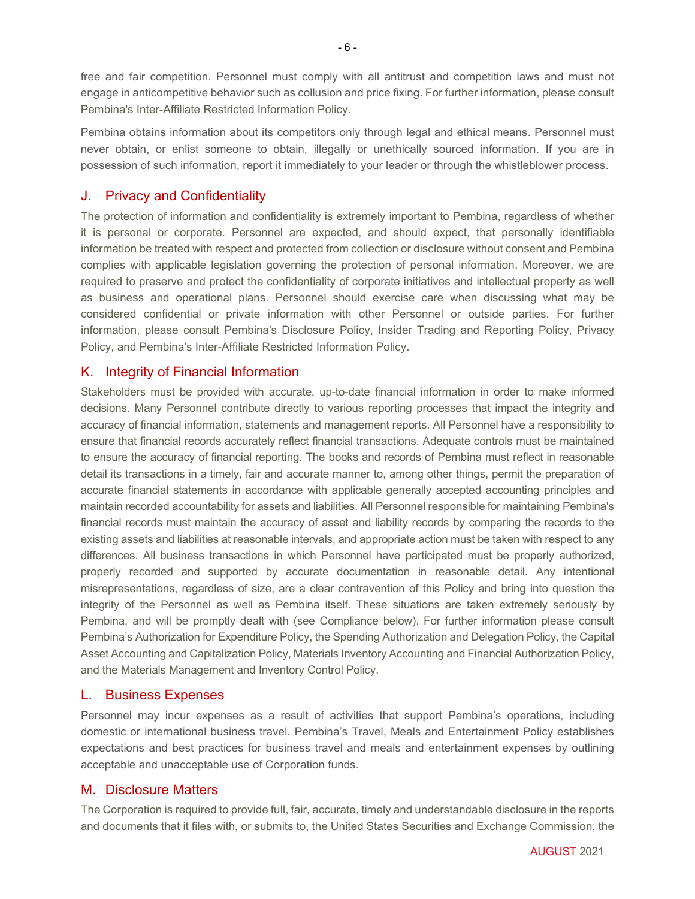free and fair competition. Personnel must comply with all antitrust and competition laws and must not engage in anticompetitive behavior such as collusion and price fixing. For further information, please consult Pembina's Inter-Affiliate Restricted Information Policy.

Pembina obtains information about its competitors only through legal and ethical means. Personnel must never obtain, or enlist someone to obtain, illegally or unethically sourced information. If you are in possession of such information, report it immediately to your leader or through the whistleblower process.

## J. Privacy and Confidentiality

The protection of information and confidentiality is extremely important to Pembina, regardless of whether it is personal or corporate. Personnel are expected, and should expect, that personally identifiable information be treated with respect and protected from collection or disclosure without consent and Pembina complies with applicable legislation governing the protection of personal information. Moreover, we are required to preserve and protect the confidentiality of corporate initiatives and intellectual property as well as business and operational plans. Personnel should exercise care when discussing what may be considered confidential or private information with other Personnel or outside parties. For further information, please consult Pembina's Disclosure Policy, Insider Trading and Reporting Policy, Privacy Policy, and Pembina's Inter-Affiliate Restricted Information Policy.

## K. Integrity of Financial Information

Stakeholders must be provided with accurate, up-to-date financial information in order to make informed decisions. Many Personnel contribute directly to various reporting processes that impact the integrity and accuracy of financial information, statements and management reports. All Personnel have a responsibility to ensure that financial records accurately reflect financial transactions. Adequate controls must be maintained to ensure the accuracy of financial reporting. The books and records of Pembina must reflect in reasonable detail its transactions in a timely, fair and accurate manner to, among other things, permit the preparation of accurate financial statements in accordance with applicable generally accepted accounting principles and maintain recorded accountability for assets and liabilities. All Personnel responsible for maintaining Pembina's financial records must maintain the accuracy of asset and liability records by comparing the records to the existing assets and liabilities at reasonable intervals, and appropriate action must be taken with respect to any differences. All business transactions in which Personnel have participated must be properly authorized, properly recorded and supported by accurate documentation in reasonable detail. Any intentional misrepresentations, regardless of size, are a clear contravention of this Policy and bring into question the integrity of the Personnel as well as Pembina itself. These situations are taken extremely seriously by Pembina, and will be promptly dealt with (see Compliance below). For further information please consult Pembina's Authorization for Expenditure Policy, the Spending Authorization and Delegation Policy, the Capital Asset Accounting and Capitalization Policy, Materials Inventory Accounting and Financial Authorization Policy, and the Materials Management and Inventory Control Policy.

## L. Business Expenses

Personnel may incur expenses as a result of activities that support Pembina's operations, including domestic or international business travel. Pembina's Travel, Meals and Entertainment Policy establishes expectations and best practices for business travel and meals and entertainment expenses by outlining acceptable and unacceptable use of Corporation funds.

## M. Disclosure Matters

The Corporation is required to provide full, fair, accurate, timely and understandable disclosure in the reports and documents that it files with, or submits to, the United States Securities and Exchange Commission, the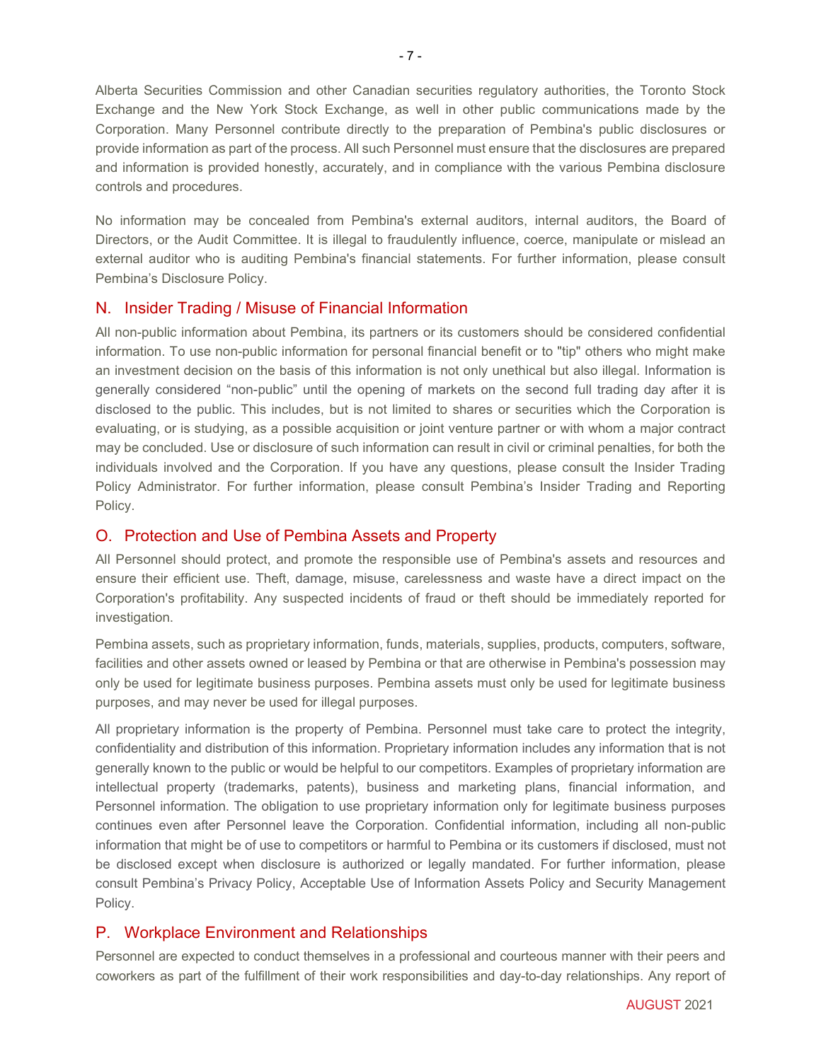Alberta Securities Commission and other Canadian securities regulatory authorities, the Toronto Stock Exchange and the New York Stock Exchange, as well in other public communications made by the Corporation. Many Personnel contribute directly to the preparation of Pembina's public disclosures or provide information as part of the process. All such Personnel must ensure that the disclosures are prepared and information is provided honestly, accurately, and in compliance with the various Pembina disclosure controls and procedures.

No information may be concealed from Pembina's external auditors, internal auditors, the Board of Directors, or the Audit Committee. It is illegal to fraudulently influence, coerce, manipulate or mislead an external auditor who is auditing Pembina's financial statements. For further information, please consult Pembina's Disclosure Policy.

## N. Insider Trading / Misuse of Financial Information

All non-public information about Pembina, its partners or its customers should be considered confidential information. To use non-public information for personal financial benefit or to "tip" others who might make an investment decision on the basis of this information is not only unethical but also illegal. Information is generally considered "non-public" until the opening of markets on the second full trading day after it is disclosed to the public. This includes, but is not limited to shares or securities which the Corporation is evaluating, or is studying, as a possible acquisition or joint venture partner or with whom a major contract may be concluded. Use or disclosure of such information can result in civil or criminal penalties, for both the individuals involved and the Corporation. If you have any questions, please consult the Insider Trading Policy Administrator. For further information, please consult Pembina's Insider Trading and Reporting Policy.

## O. Protection and Use of Pembina Assets and Property

All Personnel should protect, and promote the responsible use of Pembina's assets and resources and ensure their efficient use. Theft, damage, misuse, carelessness and waste have a direct impact on the Corporation's profitability. Any suspected incidents of fraud or theft should be immediately reported for investigation.

Pembina assets, such as proprietary information, funds, materials, supplies, products, computers, software, facilities and other assets owned or leased by Pembina or that are otherwise in Pembina's possession may only be used for legitimate business purposes. Pembina assets must only be used for legitimate business purposes, and may never be used for illegal purposes.

All proprietary information is the property of Pembina. Personnel must take care to protect the integrity, confidentiality and distribution of this information. Proprietary information includes any information that is not generally known to the public or would be helpful to our competitors. Examples of proprietary information are intellectual property (trademarks, patents), business and marketing plans, financial information, and Personnel information. The obligation to use proprietary information only for legitimate business purposes continues even after Personnel leave the Corporation. Confidential information, including all non-public information that might be of use to competitors or harmful to Pembina or its customers if disclosed, must not be disclosed except when disclosure is authorized or legally mandated. For further information, please consult Pembina's Privacy Policy, Acceptable Use of Information Assets Policy and Security Management Policy.

## P. Workplace Environment and Relationships

Personnel are expected to conduct themselves in a professional and courteous manner with their peers and coworkers as part of the fulfillment of their work responsibilities and day-to-day relationships. Any report of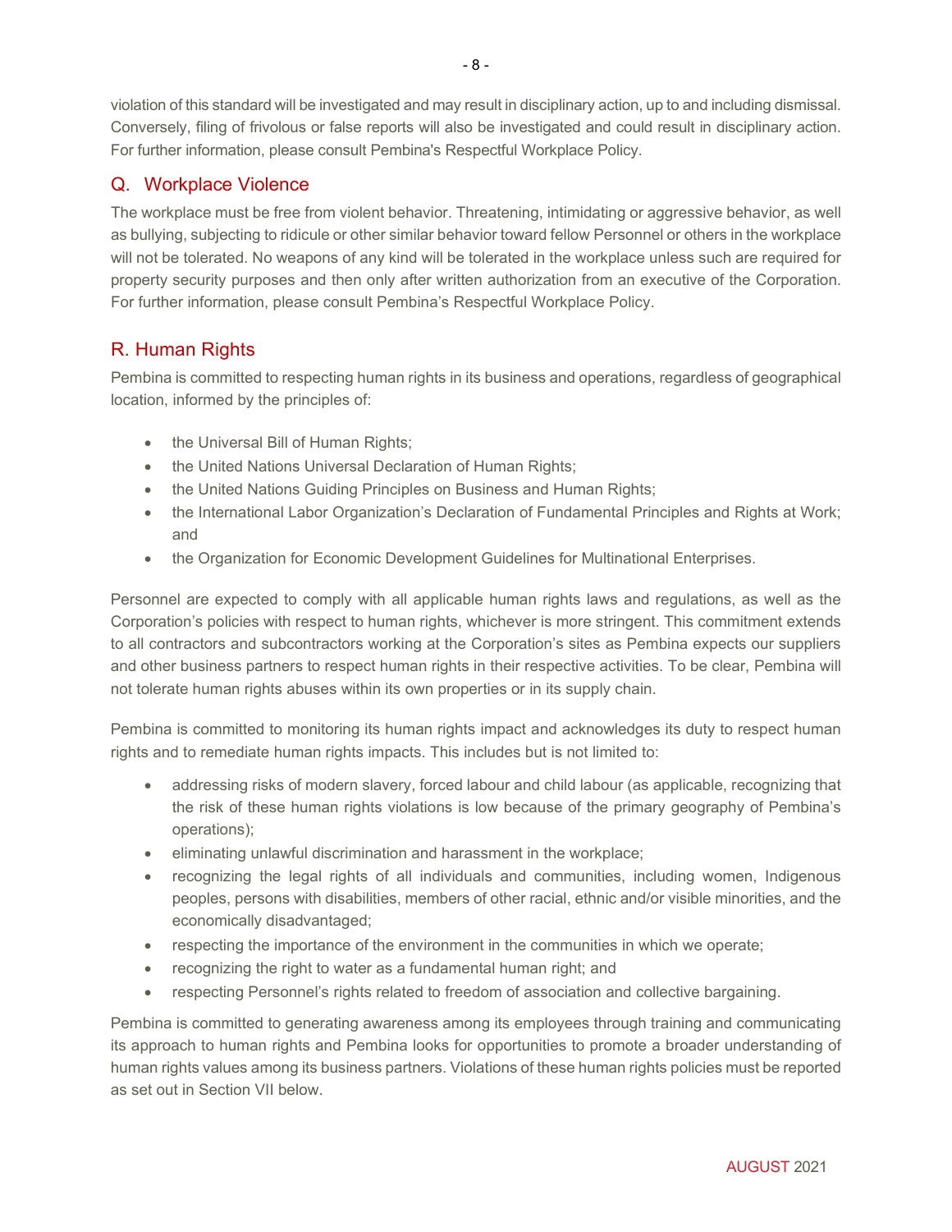violation of this standard will be investigated and may result in disciplinary action, up to and including dismissal. Conversely, filing of frivolous or false reports will also be investigated and could result in disciplinary action. For further information, please consult Pembina's Respectful Workplace Policy.

## Q. Workplace Violence

The workplace must be free from violent behavior. Threatening, intimidating or aggressive behavior, as well as bullying, subjecting to ridicule or other similar behavior toward fellow Personnel or others in the workplace will not be tolerated. No weapons of any kind will be tolerated in the workplace unless such are required for property security purposes and then only after written authorization from an executive of the Corporation. For further information, please consult Pembina's Respectful Workplace Policy.

## R. Human Rights

Pembina is committed to respecting human rights in its business and operations, regardless of geographical location, informed by the principles of:

- the Universal Bill of Human Rights;
- the United Nations Universal Declaration of Human Rights;
- the United Nations Guiding Principles on Business and Human Rights;
- the International Labor Organization's Declaration of Fundamental Principles and Rights at Work; and
- the Organization for Economic Development Guidelines for Multinational Enterprises.

Personnel are expected to comply with all applicable human rights laws and regulations, as well as the Corporation's policies with respect to human rights, whichever is more stringent. This commitment extends to all contractors and subcontractors working at the Corporation's sites as Pembina expects our suppliers and other business partners to respect human rights in their respective activities. To be clear, Pembina will not tolerate human rights abuses within its own properties or in its supply chain.

Pembina is committed to monitoring its human rights impact and acknowledges its duty to respect human rights and to remediate human rights impacts. This includes but is not limited to:

- addressing risks of modern slavery, forced labour and child labour (as applicable, recognizing that the risk of these human rights violations is low because of the primary geography of Pembina's operations);
- eliminating unlawful discrimination and harassment in the workplace;
- recognizing the legal rights of all individuals and communities, including women, Indigenous peoples, persons with disabilities, members of other racial, ethnic and/or visible minorities, and the economically disadvantaged;
- respecting the importance of the environment in the communities in which we operate;
- recognizing the right to water as a fundamental human right; and
- respecting Personnel's rights related to freedom of association and collective bargaining.

Pembina is committed to generating awareness among its employees through training and communicating its approach to human rights and Pembina looks for opportunities to promote a broader understanding of human rights values among its business partners. Violations of these human rights policies must be reported as set out in Section VII below.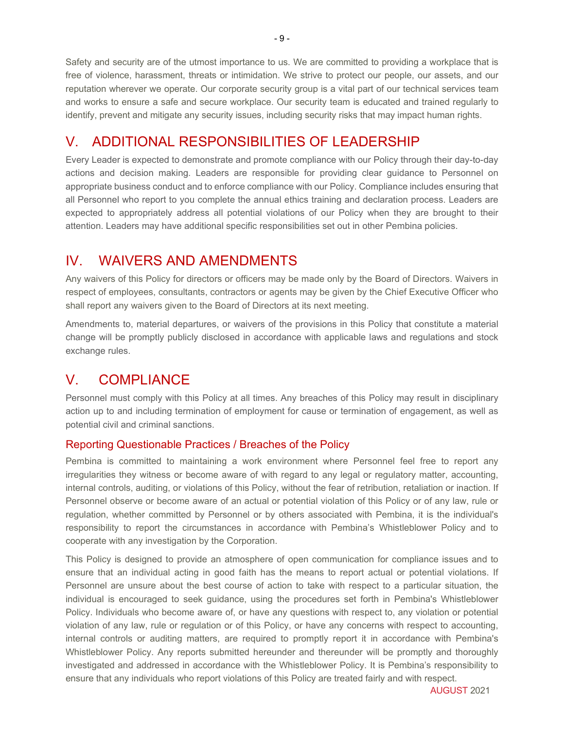Safety and security are of the utmost importance to us. We are committed to providing a workplace that is free of violence, harassment, threats or intimidation. We strive to protect our people, our assets, and our reputation wherever we operate. Our corporate security group is a vital part of our technical services team and works to ensure a safe and secure workplace. Our security team is educated and trained regularly to identify, prevent and mitigate any security issues, including security risks that may impact human rights.

# V. ADDITIONAL RESPONSIBILITIES OF LEADERSHIP

Every Leader is expected to demonstrate and promote compliance with our Policy through their day-to-day actions and decision making. Leaders are responsible for providing clear guidance to Personnel on appropriate business conduct and to enforce compliance with our Policy. Compliance includes ensuring that all Personnel who report to you complete the annual ethics training and declaration process. Leaders are expected to appropriately address all potential violations of our Policy when they are brought to their attention. Leaders may have additional specific responsibilities set out in other Pembina policies.

# IV. WAIVERS AND AMENDMENTS

Any waivers of this Policy for directors or officers may be made only by the Board of Directors. Waivers in respect of employees, consultants, contractors or agents may be given by the Chief Executive Officer who shall report any waivers given to the Board of Directors at its next meeting.

Amendments to, material departures, or waivers of the provisions in this Policy that constitute a material change will be promptly publicly disclosed in accordance with applicable laws and regulations and stock exchange rules.

# V. COMPLIANCE

Personnel must comply with this Policy at all times. Any breaches of this Policy may result in disciplinary action up to and including termination of employment for cause or termination of engagement, as well as potential civil and criminal sanctions.

## Reporting Questionable Practices / Breaches of the Policy

Pembina is committed to maintaining a work environment where Personnel feel free to report any irregularities they witness or become aware of with regard to any legal or regulatory matter, accounting, internal controls, auditing, or violations of this Policy, without the fear of retribution, retaliation or inaction. If Personnel observe or become aware of an actual or potential violation of this Policy or of any law, rule or regulation, whether committed by Personnel or by others associated with Pembina, it is the individual's responsibility to report the circumstances in accordance with Pembina's Whistleblower Policy and to cooperate with any investigation by the Corporation.

This Policy is designed to provide an atmosphere of open communication for compliance issues and to ensure that an individual acting in good faith has the means to report actual or potential violations. If Personnel are unsure about the best course of action to take with respect to a particular situation, the individual is encouraged to seek guidance, using the procedures set forth in Pembina's Whistleblower Policy. Individuals who become aware of, or have any questions with respect to, any violation or potential violation of any law, rule or regulation or of this Policy, or have any concerns with respect to accounting, internal controls or auditing matters, are required to promptly report it in accordance with Pembina's Whistleblower Policy. Any reports submitted hereunder and thereunder will be promptly and thoroughly investigated and addressed in accordance with the Whistleblower Policy. It is Pembina's responsibility to ensure that any individuals who report violations of this Policy are treated fairly and with respect.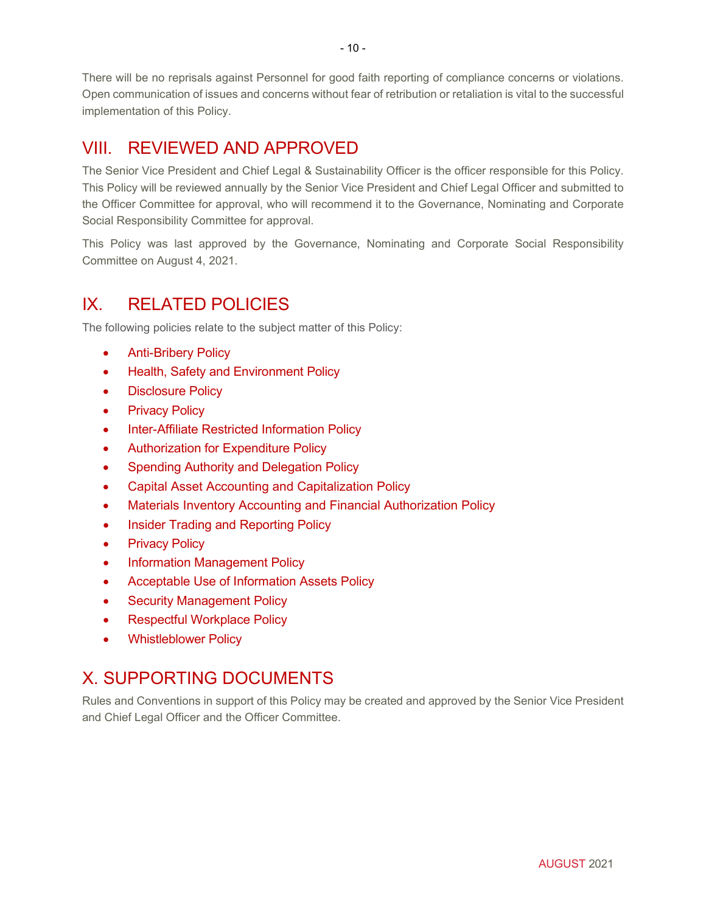There will be no reprisals against Personnel for good faith reporting of compliance concerns or violations. Open communication of issues and concerns without fear of retribution or retaliation is vital to the successful implementation of this Policy.

## VIII. REVIEWED AND APPROVED

The Senior Vice President and Chief Legal & Sustainability Officer is the officer responsible for this Policy. This Policy will be reviewed annually by the Senior Vice President and Chief Legal Officer and submitted to the Officer Committee for approval, who will recommend it to the Governance, Nominating and Corporate Social Responsibility Committee for approval.

This Policy was last approved by the Governance, Nominating and Corporate Social Responsibility Committee on August 4, 2021.

## IX. RELATED POLICIES

The following policies relate to the subject matter of this Policy:

- Anti-Bribery Policy
- Health, Safety and Environment Policy
- Disclosure Policy
- Privacy Policy
- Inter-Affiliate Restricted Information Policy
- Authorization for Expenditure Policy
- Spending Authority and Delegation Policy
- Capital Asset Accounting and Capitalization Policy
- Materials Inventory Accounting and Financial Authorization Policy
- Insider Trading and Reporting Policy
- Privacy Policy
- Information Management Policy
- Acceptable Use of Information Assets Policy
- Security Management Policy
- Respectful Workplace Policy
- Whistleblower Policy

## X. SUPPORTING DOCUMENTS

Rules and Conventions in support of this Policy may be created and approved by the Senior Vice President and Chief Legal Officer and the Officer Committee.